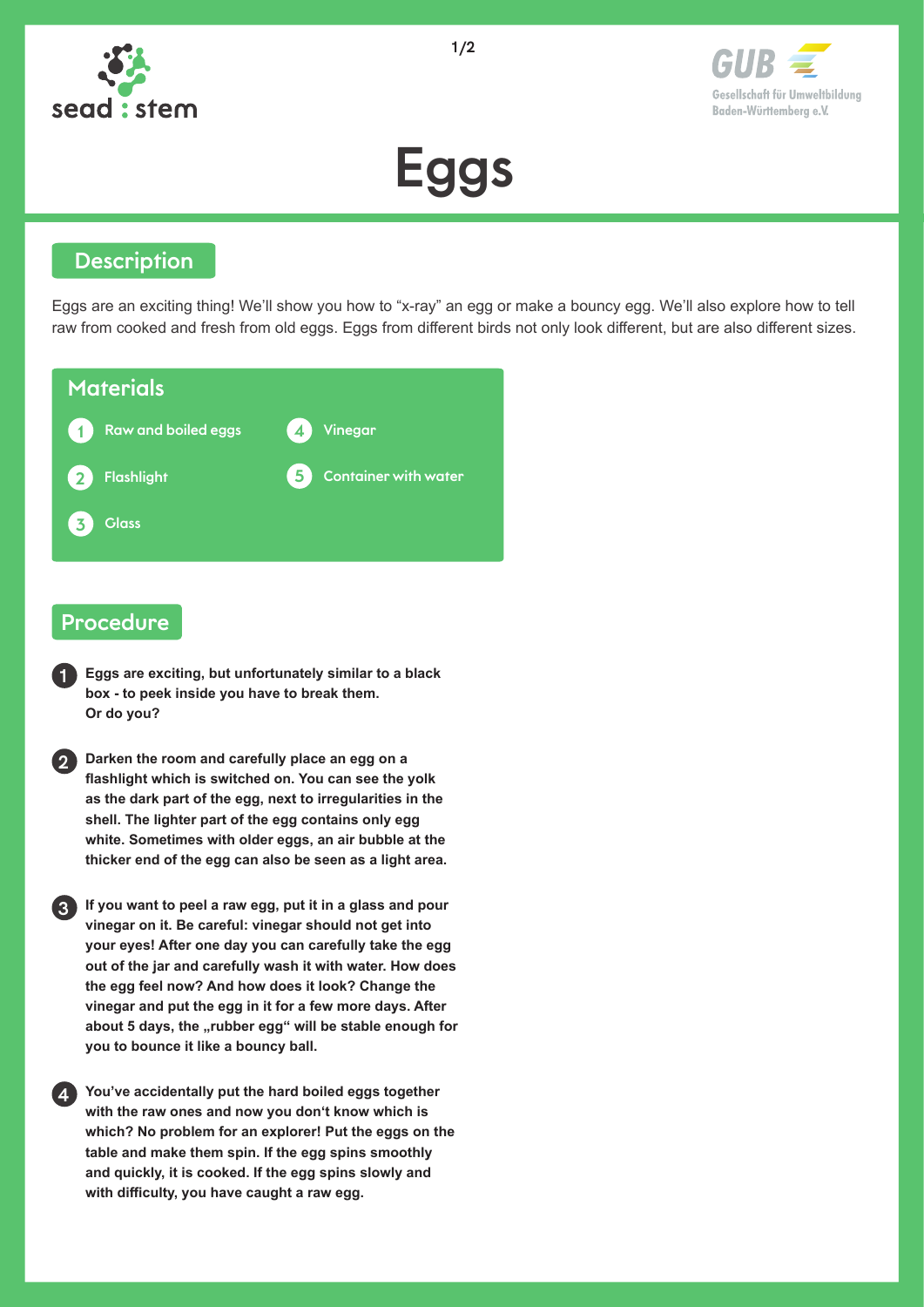# Eggs

## Description

Eggs are an exciting thing! We'll show you how to "x-ray" an egg or make a bouncy egg. We'll also explore how to tell raw from cooked and fresh from old eggs. Eggs from different birds not only look different, but are also different sizes.

## Materials

1. Raw and boiled eggs
2. Flashlight
3. Glass
4. Vinegar
5. Container with water

## Procedure

1. **Eggs are exciting, but unfortunately similar to a black box - to peek inside you have to break them. Or do you?**

2. **Darken the room and carefully place an egg on a flashlight which is switched on. You can see the yolk as the dark part of the egg, next to irregularities in the shell. The lighter part of the egg contains only egg white. Sometimes with older eggs, an air bubble at the thicker end of the egg can also be seen as a light area.**

3. **If you want to peel a raw egg, put it in a glass and pour vinegar on it. Be careful: vinegar should not get into your eyes! After one day you can carefully take the egg out of the jar and carefully wash it with water. How does the egg feel now? And how does it look? Change the vinegar and put the egg in it for a few more days. After about 5 days, the „rubber egg" will be stable enough for you to bounce it like a bouncy ball.**

4. **You've accidentally put the hard boiled eggs together with the raw ones and now you don't know which is which? No problem for an explorer! Put the eggs on the table and make them spin. If the egg spins smoothly and quickly, it is cooked. If the egg spins slowly and with difficulty, you have caught a raw egg.**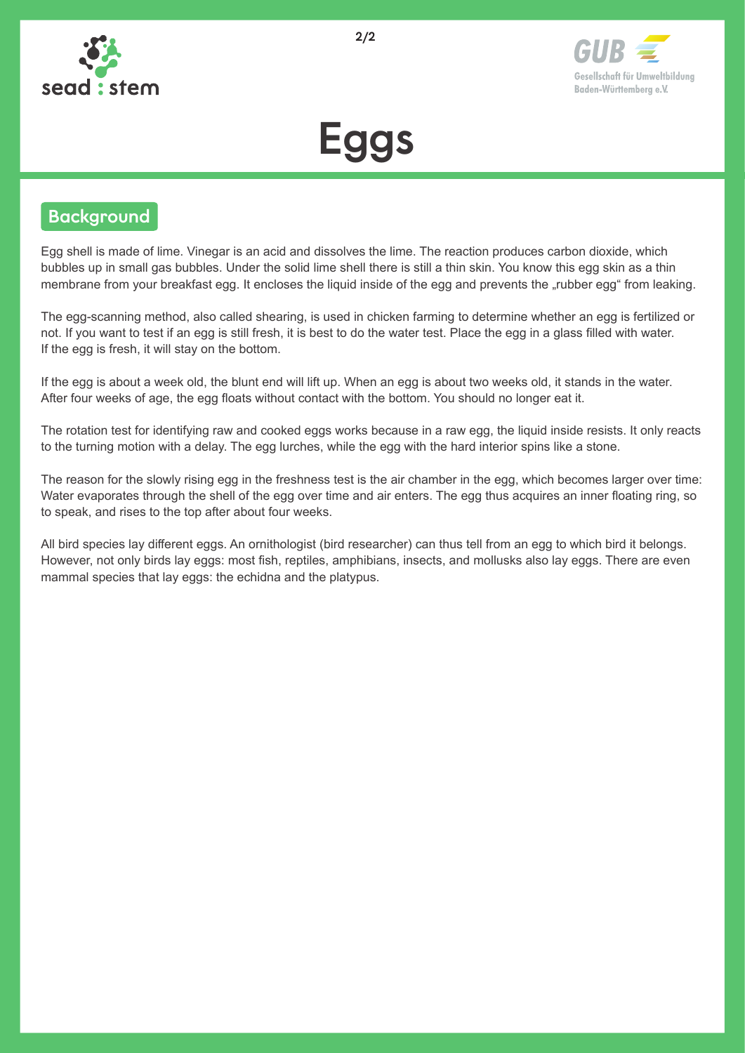# Eggs

## Background

Egg shell is made of lime. Vinegar is an acid and dissolves the lime. The reaction produces carbon dioxide, which bubbles up in small gas bubbles. Under the solid lime shell there is still a thin skin. You know this egg skin as a thin membrane from your breakfast egg. It encloses the liquid inside of the egg and prevents the „rubber egg“ from leaking.

The egg-scanning method, also called shearing, is used in chicken farming to determine whether an egg is fertilized or not. If you want to test if an egg is still fresh, it is best to do the water test. Place the egg in a glass filled with water. If the egg is fresh, it will stay on the bottom.

If the egg is about a week old, the blunt end will lift up. When an egg is about two weeks old, it stands in the water. After four weeks of age, the egg floats without contact with the bottom. You should no longer eat it.

The rotation test for identifying raw and cooked eggs works because in a raw egg, the liquid inside resists. It only reacts to the turning motion with a delay. The egg lurches, while the egg with the hard interior spins like a stone.

The reason for the slowly rising egg in the freshness test is the air chamber in the egg, which becomes larger over time: Water evaporates through the shell of the egg over time and air enters. The egg thus acquires an inner floating ring, so to speak, and rises to the top after about four weeks.

All bird species lay different eggs. An ornithologist (bird researcher) can thus tell from an egg to which bird it belongs. However, not only birds lay eggs: most fish, reptiles, amphibians, insects, and mollusks also lay eggs. There are even mammal species that lay eggs: the echidna and the platypus.